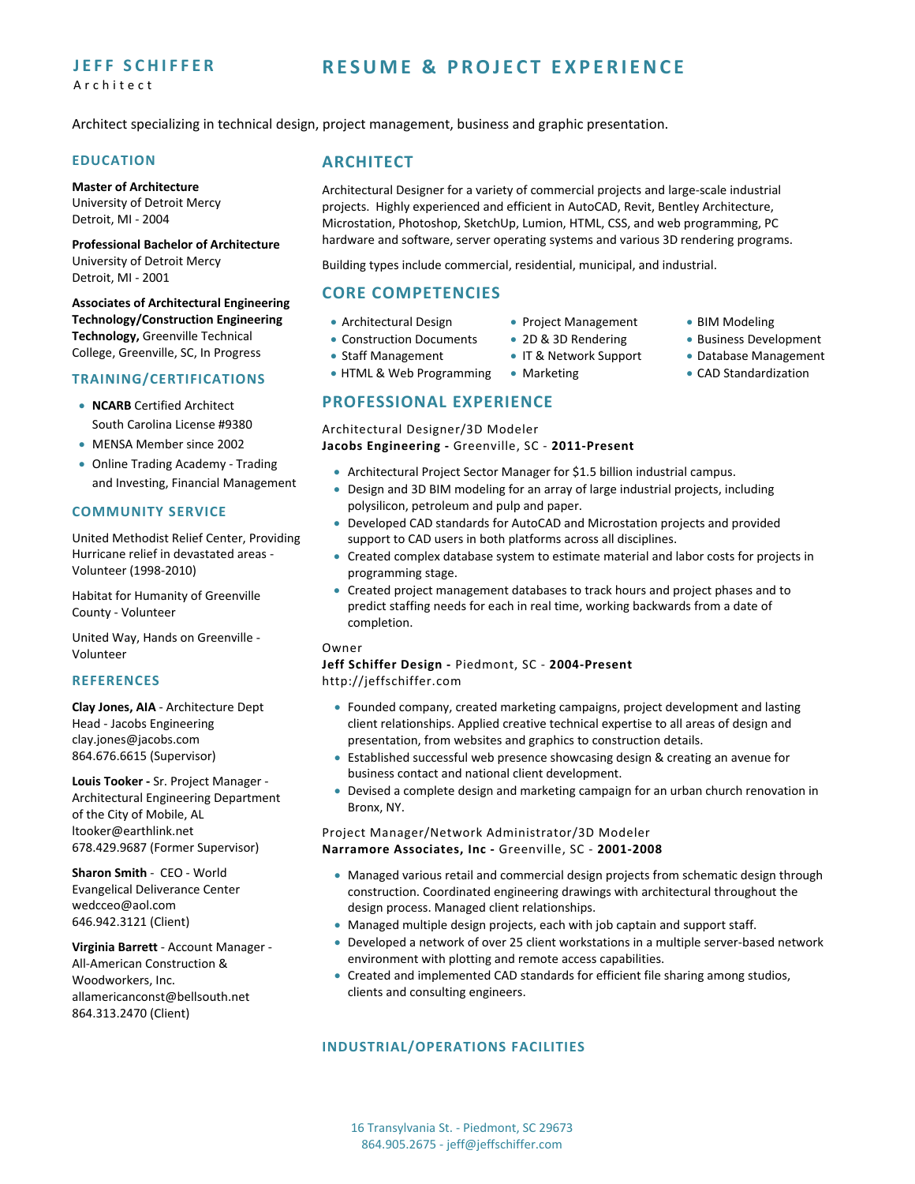# JEFF SCHIFFER

Architect

# RESUME & PROJECT EXPERIENCE

Architect specializing in technical design, project management, business and graphic presentation.

## EDUCATION

**Master of Architecture**
University of Detroit Mercy
Detroit, MI - 2004

**Professional Bachelor of Architecture**
University of Detroit Mercy
Detroit, MI - 2001

**Associates of Architectural Engineering Technology/Construction Engineering Technology,** Greenville Technical College, Greenville, SC, In Progress

## TRAINING/CERTIFICATIONS

- **NCARB** Certified Architect South Carolina License #9380
- MENSA Member since 2002
- Online Trading Academy - Trading and Investing, Financial Management

## COMMUNITY SERVICE

United Methodist Relief Center, Providing Hurricane relief in devastated areas - Volunteer (1998-2010)

Habitat for Humanity of Greenville County - Volunteer

United Way, Hands on Greenville - Volunteer

## REFERENCES

**Clay Jones, AIA** - Architecture Dept Head - Jacobs Engineering
clay.jones@jacobs.com
864.676.6615 (Supervisor)

**Louis Tooker -** Sr. Project Manager - Architectural Engineering Department of the City of Mobile, AL
ltooker@earthlink.net
678.429.9687 (Former Supervisor)

**Sharon Smith** - CEO - World Evangelical Deliverance Center
wedcceo@aol.com
646.942.3121 (Client)

**Virginia Barrett** - Account Manager - All-American Construction & Woodworkers, Inc.
allamericanconst@bellsouth.net
864.313.2470 (Client)

## ARCHITECT

Architectural Designer for a variety of commercial projects and large-scale industrial projects. Highly experienced and efficient in AutoCAD, Revit, Bentley Architecture, Microstation, Photoshop, SketchUp, Lumion, HTML, CSS, and web programming, PC hardware and software, server operating systems and various 3D rendering programs.

Building types include commercial, residential, municipal, and industrial.

## CORE COMPETENCIES

- Architectural Design
- Construction Documents
- Staff Management
- HTML & Web Programming
- Project Management
- 2D & 3D Rendering
- IT & Network Support
- Marketing
- BIM Modeling
- Business Development
- Database Management
- CAD Standardization

## PROFESSIONAL EXPERIENCE

Architectural Designer/3D Modeler
**Jacobs Engineering -** Greenville, SC - **2011-Present**

- Architectural Project Sector Manager for $1.5 billion industrial campus.
- Design and 3D BIM modeling for an array of large industrial projects, including polysilicon, petroleum and pulp and paper.
- Developed CAD standards for AutoCAD and Microstation projects and provided support to CAD users in both platforms across all disciplines.
- Created complex database system to estimate material and labor costs for projects in programming stage.
- Created project management databases to track hours and project phases and to predict staffing needs for each in real time, working backwards from a date of completion.

Owner
**Jeff Schiffer Design -** Piedmont, SC - **2004-Present**
http://jeffschiffer.com

- Founded company, created marketing campaigns, project development and lasting client relationships. Applied creative technical expertise to all areas of design and presentation, from websites and graphics to construction details.
- Established successful web presence showcasing design & creating an avenue for business contact and national client development.
- Devised a complete design and marketing campaign for an urban church renovation in Bronx, NY.

Project Manager/Network Administrator/3D Modeler
**Narramore Associates, Inc -** Greenville, SC - **2001-2008**

- Managed various retail and commercial design projects from schematic design through construction. Coordinated engineering drawings with architectural throughout the design process. Managed client relationships.
- Managed multiple design projects, each with job captain and support staff.
- Developed a network of over 25 client workstations in a multiple server-based network environment with plotting and remote access capabilities.
- Created and implemented CAD standards for efficient file sharing among studios, clients and consulting engineers.

## INDUSTRIAL/OPERATIONS FACILITIES

16 Transylvania St. - Piedmont, SC 29673
864.905.2675 - jeff@jeffschiffer.com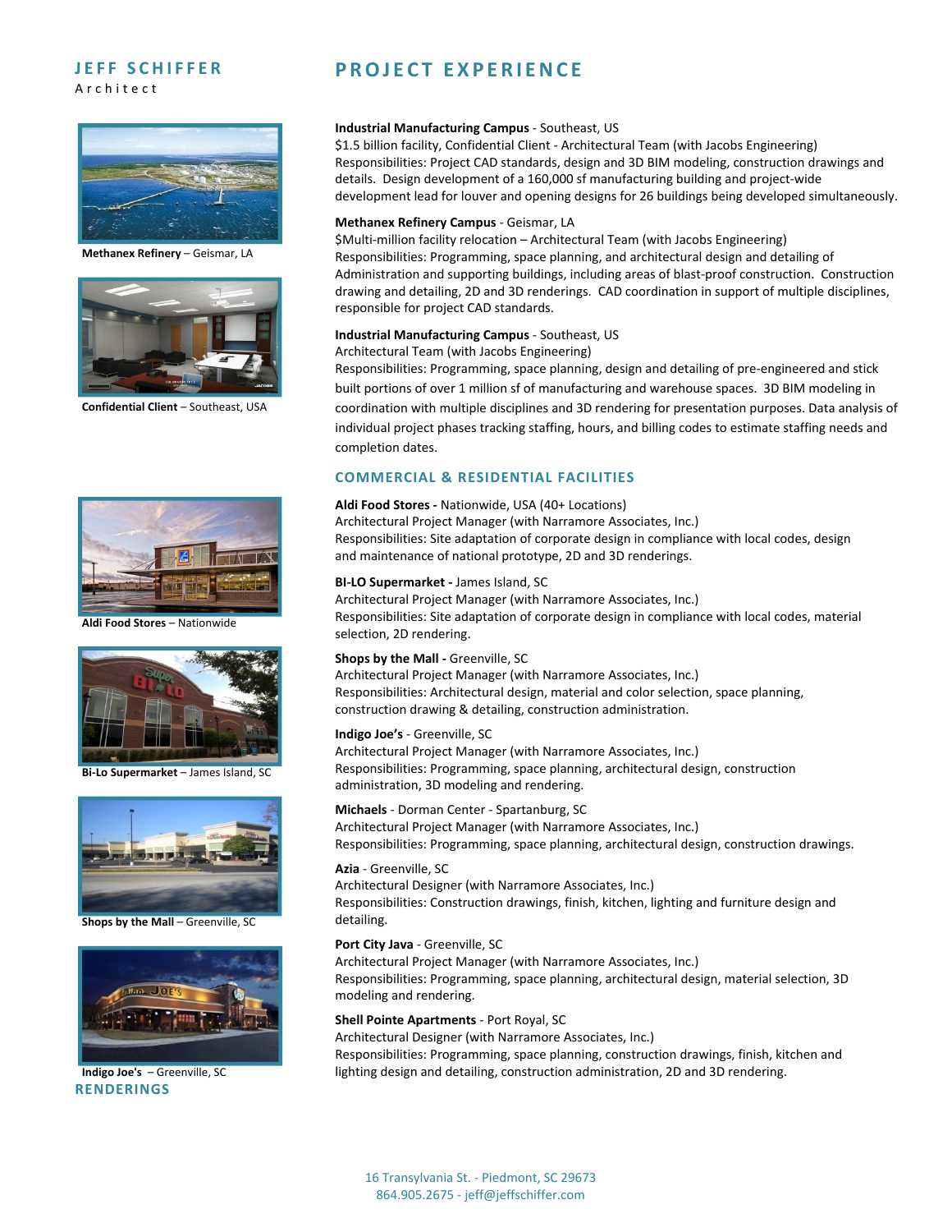## JEFF SCHIFFER
Architect

# PROJECT EXPERIENCE

**Industrial Manufacturing Campus** - Southeast, US
$1.5 billion facility, Confidential Client - Architectural Team (with Jacobs Engineering)
Responsibilities: Project CAD standards, design and 3D BIM modeling, construction drawings and details. Design development of a 160,000 sf manufacturing building and project-wide development lead for louver and opening designs for 26 buildings being developed simultaneously.

**Methanex Refinery Campus** - Geismar, LA
$Multi-million facility relocation – Architectural Team (with Jacobs Engineering)
Responsibilities: Programming, space planning, and architectural design and detailing of Administration and supporting buildings, including areas of blast-proof construction. Construction drawing and detailing, 2D and 3D renderings. CAD coordination in support of multiple disciplines, responsible for project CAD standards.

**Industrial Manufacturing Campus** - Southeast, US
Architectural Team (with Jacobs Engineering)
Responsibilities: Programming, space planning, design and detailing of pre-engineered and stick built portions of over 1 million sf of manufacturing and warehouse spaces. 3D BIM modeling in coordination with multiple disciplines and 3D rendering for presentation purposes. Data analysis of individual project phases tracking staffing, hours, and billing codes to estimate staffing needs and completion dates.

**Methanex Refinery** – Geismar, LA

**Confidential Client** – Southeast, USA

## COMMERCIAL & RESIDENTIAL FACILITIES

**Aldi Food Stores -** Nationwide, USA (40+ Locations)
Architectural Project Manager (with Narramore Associates, Inc.)
Responsibilities: Site adaptation of corporate design in compliance with local codes, design and maintenance of national prototype, 2D and 3D renderings.

**BI-LO Supermarket -** James Island, SC
Architectural Project Manager (with Narramore Associates, Inc.)
Responsibilities: Site adaptation of corporate design in compliance with local codes, material selection, 2D rendering.

**Shops by the Mall -** Greenville, SC
Architectural Project Manager (with Narramore Associates, Inc.)
Responsibilities: Architectural design, material and color selection, space planning, construction drawing & detailing, construction administration.

**Indigo Joe's** - Greenville, SC
Architectural Project Manager (with Narramore Associates, Inc.)
Responsibilities: Programming, space planning, architectural design, construction administration, 3D modeling and rendering.

**Michaels** - Dorman Center - Spartanburg, SC
Architectural Project Manager (with Narramore Associates, Inc.)
Responsibilities: Programming, space planning, architectural design, construction drawings.

**Azia** - Greenville, SC
Architectural Designer (with Narramore Associates, Inc.)
Responsibilities: Construction drawings, finish, kitchen, lighting and furniture design and detailing.

**Port City Java** - Greenville, SC
Architectural Project Manager (with Narramore Associates, Inc.)
Responsibilities: Programming, space planning, architectural design, material selection, 3D modeling and rendering.

**Shell Pointe Apartments** - Port Royal, SC
Architectural Designer (with Narramore Associates, Inc.)
Responsibilities: Programming, space planning, construction drawings, finish, kitchen and lighting design and detailing, construction administration, 2D and 3D rendering.

**Aldi Food Stores** – Nationwide

**Bi-Lo Supermarket** – James Island, SC

**Shops by the Mall** – Greenville, SC

**Indigo Joe's** – Greenville, SC

## RENDERINGS

16 Transylvania St. - Piedmont, SC 29673
864.905.2675 - jeff@jeffschiffer.com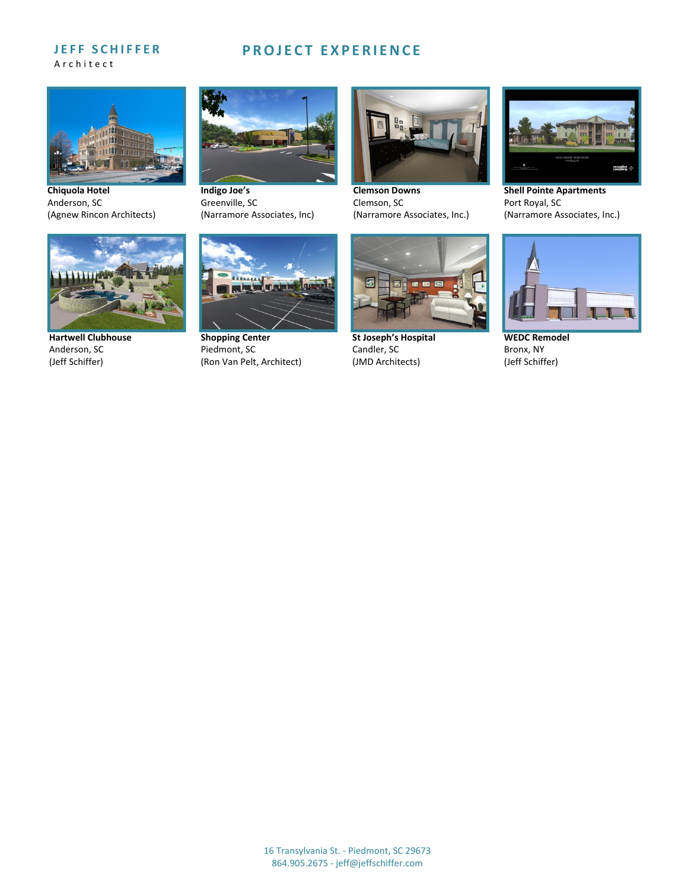**JEFF SCHIFFER**
Architect

# PROJECT EXPERIENCE

**Chiquola Hotel**
Anderson, SC
(Agnew Rincon Architects)

**Indigo Joe's**
Greenville, SC
(Narramore Associates, Inc)

**Clemson Downs**
Clemson, SC
(Narramore Associates, Inc.)

**Shell Pointe Apartments**
Port Royal, SC
(Narramore Associates, Inc.)

**Hartwell Clubhouse**
Anderson, SC
(Jeff Schiffer)

**Shopping Center**
Piedmont, SC
(Ron Van Pelt, Architect)

**St Joseph's Hospital**
Candler, SC
(JMD Architects)

**WEDC Remodel**
Bronx, NY
(Jeff Schiffer)

16 Transylvania St. - Piedmont, SC 29673
864.905.2675 - jeff@jeffschiffer.com